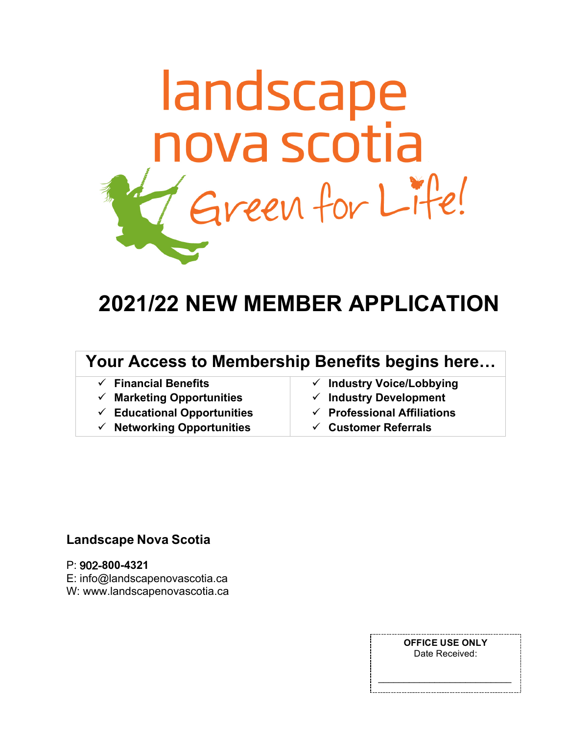# landscape nova scotia

Green for Life!

# 2021/22 NEW MEMBER APPLICATION

| Your Access to Membership Benefits begins here… | |
|---|---|
| ✓ **Financial Benefits** | ✓ **Industry Voice/Lobbying** |
| ✓ **Marketing Opportunities** | ✓ **Industry Development** |
| ✓ **Educational Opportunities** | ✓ **Professional Affiliations** |
| ✓ **Networking Opportunities** | ✓ **Customer Referrals** |

**Landscape Nova Scotia**

P: **902-800-4321**
E: info@landscapenovascotia.ca
W: www.landscapenovascotia.ca

**OFFICE USE ONLY**
Date Received:

\_\_\_\_\_\_\_\_\_\_\_\_\_\_\_\_\_\_\_\_\_\_\_\_\_\_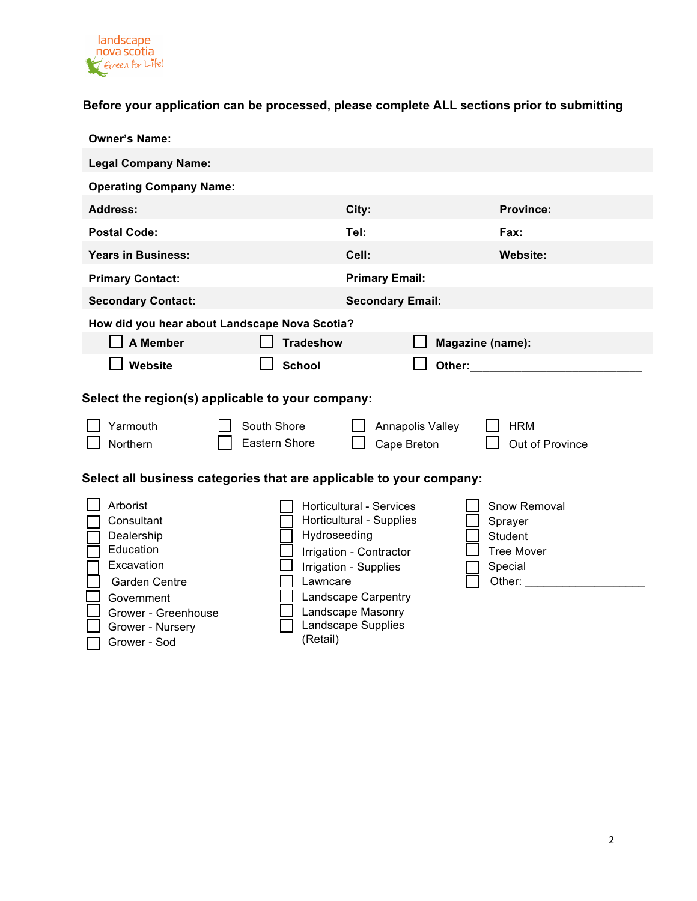landscape nova scotia
Green for Life!

**Before your application can be processed, please complete ALL sections prior to submitting**

| | | |
|---|---|---|
| **Owner's Name:** | | |
| **Legal Company Name:** | | |
| **Operating Company Name:** | | |
| **Address:** | **City:** | **Province:** |
| **Postal Code:** | **Tel:** | **Fax:** |
| **Years in Business:** | **Cell:** | **Website:** |
| **Primary Contact:** | **Primary Email:** | |
| **Secondary Contact:** | **Secondary Email:** | |

**How did you hear about Landscape Nova Scotia?**

| | | |
|---|---|---|
| ☐ **A Member** | ☐ **Tradeshow** | ☐ **Magazine (name):** |
| ☐ **Website** | ☐ **School** | ☐ **Other:**___________________________ |

**Select the region(s) applicable to your company:**

| | | | |
|---|---|---|---|
| ☐ Yarmouth | ☐ South Shore | ☐ Annapolis Valley | ☐ HRM |
| ☐ Northern | ☐ Eastern Shore | ☐ Cape Breton | ☐ Out of Province |

**Select all business categories that are applicable to your company:**

| | | |
|---|---|---|
| ☐ Arborist | ☐ Horticultural - Services | ☐ Snow Removal |
| ☐ Consultant | ☐ Horticultural - Supplies | ☐ Sprayer |
| ☐ Dealership | ☐ Hydroseeding | ☐ Student |
| ☐ Education | ☐ Irrigation - Contractor | ☐ Tree Mover |
| ☐ Excavation | ☐ Irrigation - Supplies | ☐ Special |
| ☐ Garden Centre | ☐ Lawncare | ☐ Other: ___________________ |
| ☐ Government | ☐ Landscape Carpentry | |
| ☐ Grower - Greenhouse | ☐ Landscape Masonry | |
| ☐ Grower - Nursery | ☐ Landscape Supplies (Retail) | |
| ☐ Grower - Sod | | |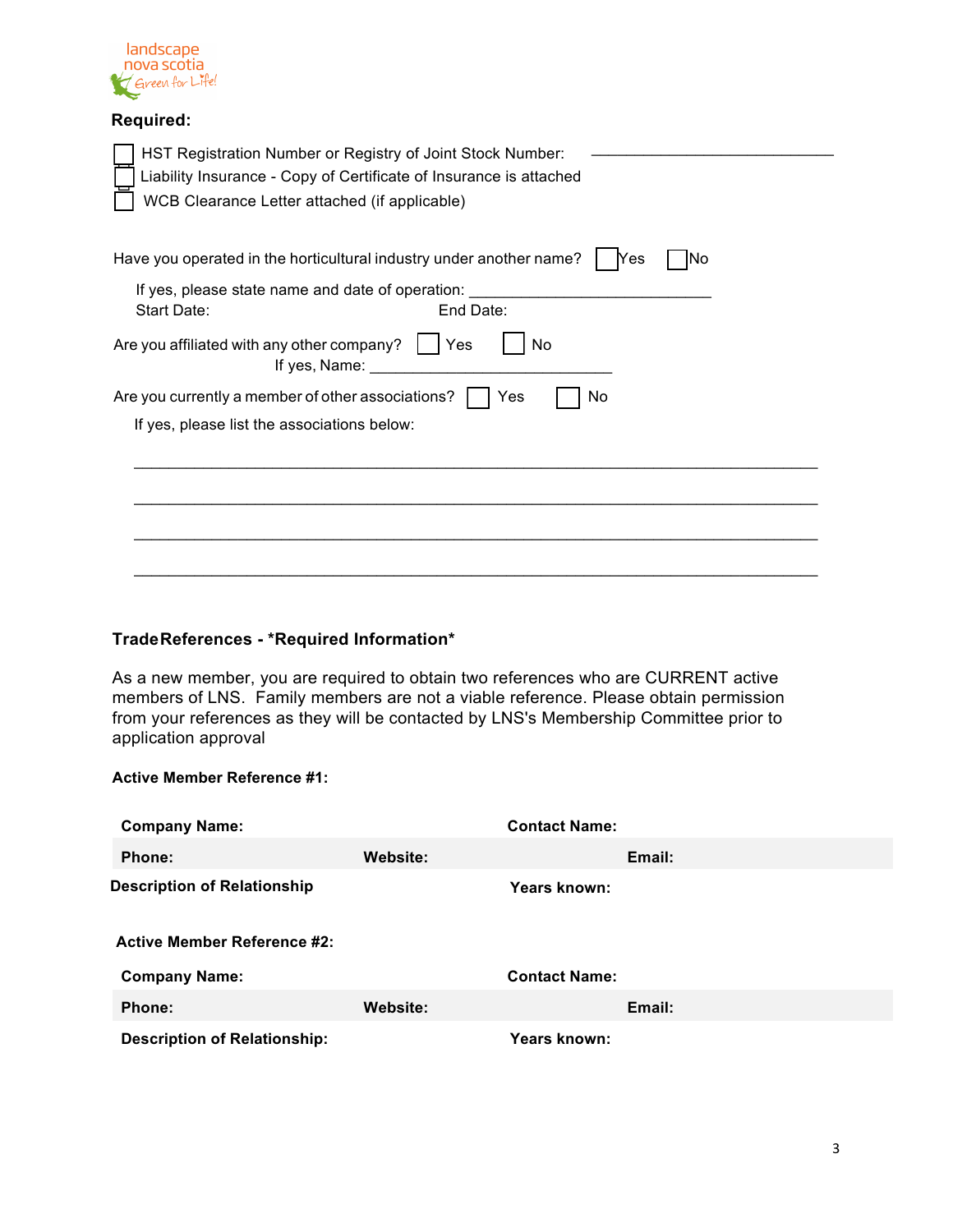landscape nova scotia
Green for Life!

**Required:**

- ☐ HST Registration Number or Registry of Joint Stock Number: ____________________________
- ☐ Liability Insurance - Copy of Certificate of Insurance is attached
- ☐ WCB Clearance Letter attached (if applicable)

Have you operated in the horticultural industry under another name? ☐ Yes ☐ No

If yes, please state name and date of operation: ____________________________
Start Date: End Date:

Are you affiliated with any other company? ☐ Yes ☐ No
If yes, Name: ____________________________

Are you currently a member of other associations? ☐ Yes ☐ No

If yes, please list the associations below:

______________________________________________________________________________

______________________________________________________________________________

______________________________________________________________________________

______________________________________________________________________________

**Trade References - *Required Information***

As a new member, you are required to obtain two references who are CURRENT active members of LNS. Family members are not a viable reference. Please obtain permission from your references as they will be contacted by LNS's Membership Committee prior to application approval

**Active Member Reference #1:**

| **Company Name:** | | **Contact Name:** |
|---|---|---|
| **Phone:** | **Website:** | **Email:** |
| **Description of Relationship** | | **Years known:** |

**Active Member Reference #2:**

| **Company Name:** | | **Contact Name:** |
|---|---|---|
| **Phone:** | **Website:** | **Email:** |
| **Description of Relationship:** | | **Years known:** |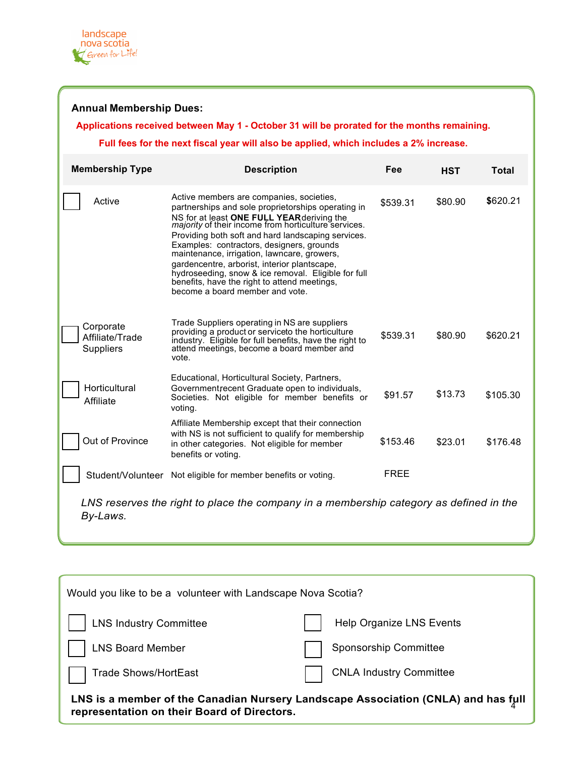landscape nova scotia Green for Life!

## Annual Membership Dues:

**Applications received between May 1 - October 31 will be prorated for the months remaining.**

**Full fees for the next fiscal year will also be applied, which includes a 2% increase.**

| Membership Type | Description | Fee | HST | Total |
|---|---|---|---|---|
| ☐ Active | Active members are companies, societies, partnerships and sole proprietorships operating in NS for at least **ONE FULL YEAR** deriving the *majority* of their income from horticulture services. Providing both soft and hard landscaping services. Examples: contractors, designers, grounds maintenance, irrigation, lawncare, growers, gardencentre, arborist, interior plantscape, hydroseeding, snow & ice removal. Eligible for full benefits, have the right to attend meetings, become a board member and vote. | $539.31 | $80.90 | $620.21 |
| ☐ Corporate Affiliate/Trade Suppliers | Trade Suppliers operating in NS are suppliers providing a product or serviceto the horticulture industry. Eligible for full benefits, have the right to attend meetings, become a board member and vote. | $539.31 | $80.90 | $620.21 |
| ☐ Horticultural Affiliate | Educational, Horticultural Society, Partners, Government,recent Graduate open to individuals, Societies. Not eligible for member benefits or voting. | $91.57 | $13.73 | $105.30 |
| ☐ Out of Province | Affiliate Membership except that their connection with NS is not sufficient to qualify for membership in other categories. Not eligible for member benefits or voting. | $153.46 | $23.01 | $176.48 |
| ☐ Student/Volunteer | Not eligible for member benefits or voting. | FREE | | |

*LNS reserves the right to place the company in a membership category as defined in the By-Laws.*

Would you like to be a volunteer with Landscape Nova Scotia?

- ☐ LNS Industry Committee
- ☐ LNS Board Member
- ☐ Trade Shows/HortEast
- ☐ Help Organize LNS Events
- ☐ Sponsorship Committee
- ☐ CNLA Industry Committee

**LNS is a member of the Canadian Nursery Landscape Association (CNLA) and has full representation on their Board of Directors.**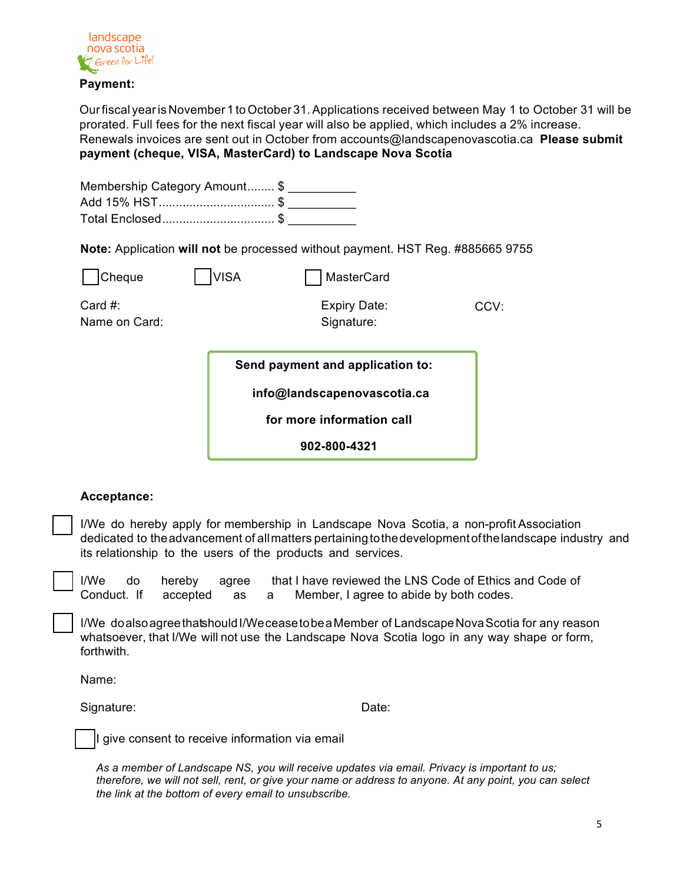**Payment:**

Our fiscal year is November 1 to October 31. Applications received between May 1 to October 31 will be prorated. Full fees for the next fiscal year will also be applied, which includes a 2% increase. Renewals invoices are sent out in October from accounts@landscapenovascotia.ca **Please submit payment (cheque, VISA, MasterCard) to Landscape Nova Scotia**

Membership Category Amount........ $ __________
Add 15% HST................................. $ __________
Total Enclosed................................ $ __________

**Note:** Application **will not** be processed without payment. HST Reg. #885665 9755

☐ Cheque ☐ VISA ☐ MasterCard

Card #: Expiry Date: CCV:
Name on Card: Signature:

**Send payment and application to:**

**info@landscapenovascotia.ca**

**for more information call**

**902-800-4321**

**Acceptance:**

☐ I/We do hereby apply for membership in Landscape Nova Scotia, a non-profit Association dedicated to the advancement of all matters pertaining to the development of the landscape industry and its relationship to the users of the products and services.

☐ I/We do hereby agree that I have reviewed the LNS Code of Ethics and Code of Conduct. If accepted as a Member, I agree to abide by both codes.

☐ I/We do also agree that should I/We cease to be a Member of Landscape Nova Scotia for any reason whatsoever, that I/We will not use the Landscape Nova Scotia logo in any way shape or form, forthwith.

Name:

Signature: Date:

☐ I give consent to receive information via email

*As a member of Landscape NS, you will receive updates via email. Privacy is important to us; therefore, we will not sell, rent, or give your name or address to anyone. At any point, you can select the link at the bottom of every email to unsubscribe.*